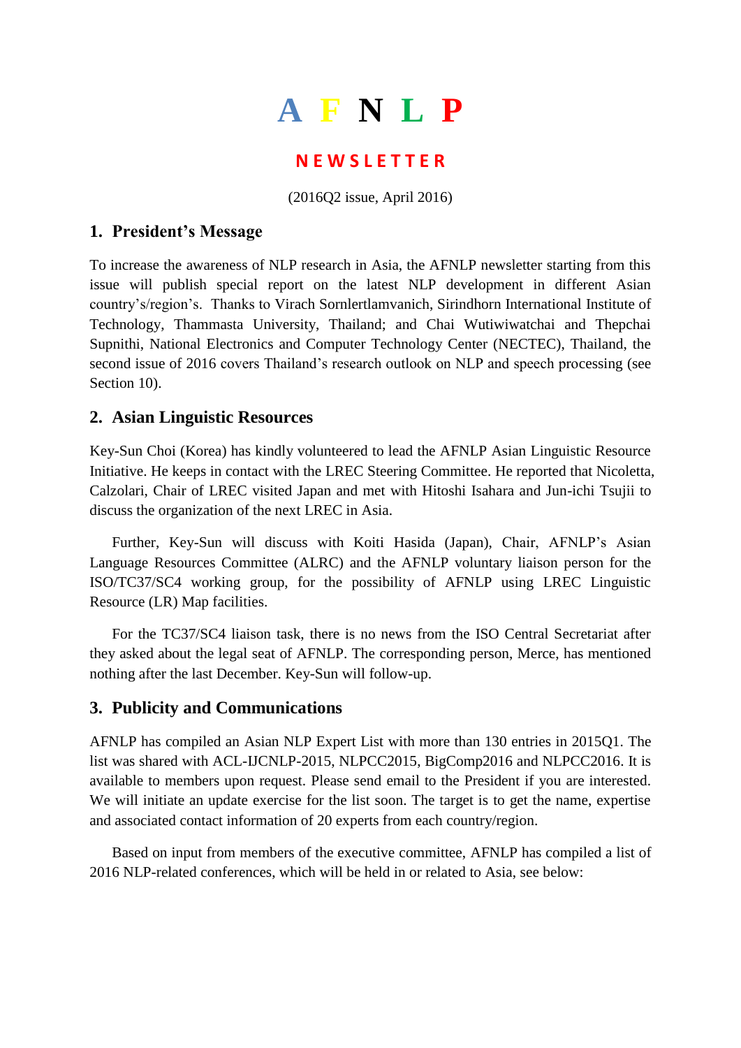# A F N L P

## NEWSLETTER

(2016Q2 issue, April 2016)

## 1. President's Message

To increase the awareness of NLP research in Asia, the AFNLP newsletter starting from this issue will publish special report on the latest NLP development in different Asian country's/region's. Thanks to Virach Sornlertlamvanich, Sirindhorn International Institute of Technology, Thammasta University, Thailand; and Chai Wutiwiwatchai and Thepchai Supnithi, National Electronics and Computer Technology Center (NECTEC), Thailand, the second issue of 2016 covers Thailand's research outlook on NLP and speech processing (see Section 10).

## 2. Asian Linguistic Resources

Key-Sun Choi (Korea) has kindly volunteered to lead the AFNLP Asian Linguistic Resource Initiative. He keeps in contact with the LREC Steering Committee. He reported that Nicoletta, Calzolari, Chair of LREC visited Japan and met with Hitoshi Isahara and Jun-ichi Tsujii to discuss the organization of the next LREC in Asia.

Further, Key-Sun will discuss with Koiti Hasida (Japan), Chair, AFNLP's Asian Language Resources Committee (ALRC) and the AFNLP voluntary liaison person for the ISO/TC37/SC4 working group, for the possibility of AFNLP using LREC Linguistic Resource (LR) Map facilities.

For the TC37/SC4 liaison task, there is no news from the ISO Central Secretariat after they asked about the legal seat of AFNLP. The corresponding person, Merce, has mentioned nothing after the last December. Key-Sun will follow-up.

## 3. Publicity and Communications

AFNLP has compiled an Asian NLP Expert List with more than 130 entries in 2015Q1. The list was shared with ACL-IJCNLP-2015, NLPCC2015, BigComp2016 and NLPCC2016. It is available to members upon request. Please send email to the President if you are interested. We will initiate an update exercise for the list soon. The target is to get the name, expertise and associated contact information of 20 experts from each country/region.

Based on input from members of the executive committee, AFNLP has compiled a list of 2016 NLP-related conferences, which will be held in or related to Asia, see below: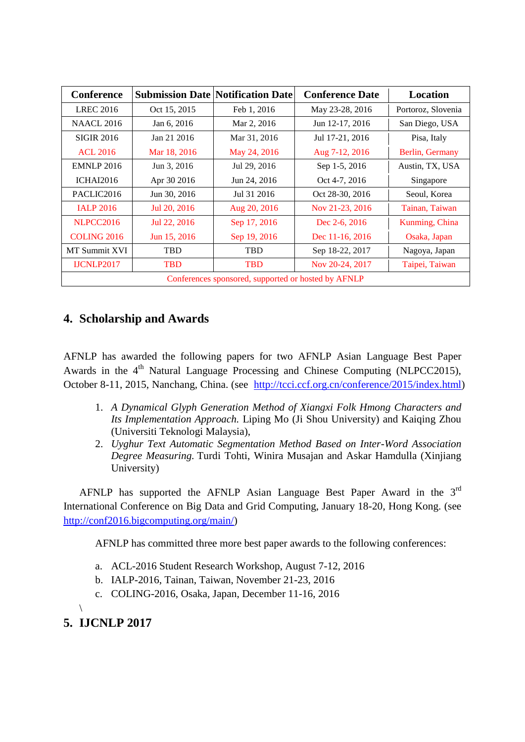| Conference | Submission Date | Notification Date | Conference Date | Location |
|---|---|---|---|---|
| LREC 2016 | Oct 15, 2015 | Feb 1, 2016 | May 23-28, 2016 | Portoroz, Slovenia |
| NAACL 2016 | Jan 6, 2016 | Mar 2, 2016 | Jun 12-17, 2016 | San Diego, USA |
| SIGIR 2016 | Jan 21 2016 | Mar 31, 2016 | Jul 17-21, 2016 | Pisa, Italy |
| ACL 2016 | Mar 18, 2016 | May 24, 2016 | Aug 7-12, 2016 | Berlin, Germany |
| EMNLP 2016 | Jun 3, 2016 | Jul 29, 2016 | Sep 1-5, 2016 | Austin, TX, USA |
| ICHAI2016 | Apr 30 2016 | Jun 24, 2016 | Oct 4-7, 2016 | Singapore |
| PACLIC2016 | Jun 30, 2016 | Jul 31 2016 | Oct 28-30, 2016 | Seoul, Korea |
| IALP 2016 | Jul 20, 2016 | Aug 20, 2016 | Nov 21-23, 2016 | Tainan, Taiwan |
| NLPCC2016 | Jul 22, 2016 | Sep 17, 2016 | Dec 2-6, 2016 | Kunming, China |
| COLING 2016 | Jun 15, 2016 | Sep 19, 2016 | Dec 11-16, 2016 | Osaka, Japan |
| MT Summit XVI | TBD | TBD | Sep 18-22, 2017 | Nagoya, Japan |
| IJCNLP2017 | TBD | TBD | Nov 20-24, 2017 | Taipei, Taiwan |
| Conferences sponsored, supported or hosted by AFNLP | | | | |

## 4. Scholarship and Awards

AFNLP has awarded the following papers for two AFNLP Asian Language Best Paper Awards in the 4th Natural Language Processing and Chinese Computing (NLPCC2015), October 8-11, 2015, Nanchang, China. (see http://tcci.ccf.org.cn/conference/2015/index.html)

1. *A Dynamical Glyph Generation Method of Xiangxi Folk Hmong Characters and Its Implementation Approach.* Liping Mo (Ji Shou University) and Kaiqing Zhou (Universiti Teknologi Malaysia),
2. *Uyghur Text Automatic Segmentation Method Based on Inter-Word Association Degree Measuring.* Turdi Tohti, Winira Musajan and Askar Hamdulla (Xinjiang University)

AFNLP has supported the AFNLP Asian Language Best Paper Award in the 3rd International Conference on Big Data and Grid Computing, January 18-20, Hong Kong. (see http://conf2016.bigcomputing.org/main/)

AFNLP has committed three more best paper awards to the following conferences:

a. ACL-2016 Student Research Workshop, August 7-12, 2016
b. IALP-2016, Tainan, Taiwan, November 21-23, 2016
c. COLING-2016, Osaka, Japan, December 11-16, 2016

\

## 5. IJCNLP 2017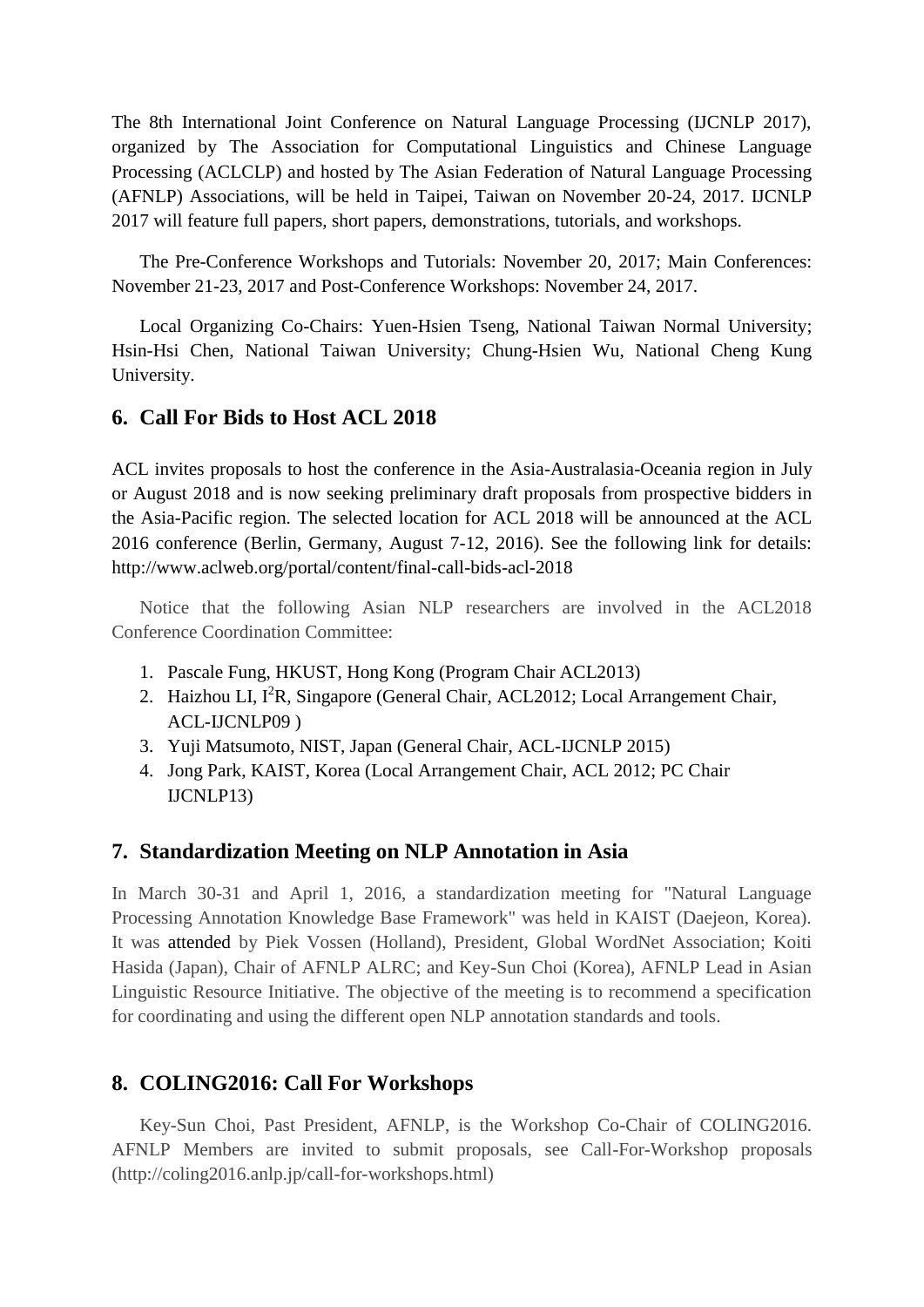The 8th International Joint Conference on Natural Language Processing (IJCNLP 2017), organized by The Association for Computational Linguistics and Chinese Language Processing (ACLCLP) and hosted by The Asian Federation of Natural Language Processing (AFNLP) Associations, will be held in Taipei, Taiwan on November 20-24, 2017. IJCNLP 2017 will feature full papers, short papers, demonstrations, tutorials, and workshops.

The Pre-Conference Workshops and Tutorials: November 20, 2017; Main Conferences: November 21-23, 2017 and Post-Conference Workshops: November 24, 2017.

Local Organizing Co-Chairs: Yuen-Hsien Tseng, National Taiwan Normal University; Hsin-Hsi Chen, National Taiwan University; Chung-Hsien Wu, National Cheng Kung University.

## 6. Call For Bids to Host ACL 2018

ACL invites proposals to host the conference in the Asia-Australasia-Oceania region in July or August 2018 and is now seeking preliminary draft proposals from prospective bidders in the Asia-Pacific region. The selected location for ACL 2018 will be announced at the ACL 2016 conference (Berlin, Germany, August 7-12, 2016). See the following link for details: http://www.aclweb.org/portal/content/final-call-bids-acl-2018

Notice that the following Asian NLP researchers are involved in the ACL2018 Conference Coordination Committee:

1. Pascale Fung, HKUST, Hong Kong (Program Chair ACL2013)
2. Haizhou LI, I$^2$R, Singapore (General Chair, ACL2012; Local Arrangement Chair, ACL-IJCNLP09 )
3. Yuji Matsumoto, NIST, Japan (General Chair, ACL-IJCNLP 2015)
4. Jong Park, KAIST, Korea (Local Arrangement Chair, ACL 2012; PC Chair IJCNLP13)

## 7. Standardization Meeting on NLP Annotation in Asia

In March 30-31 and April 1, 2016, a standardization meeting for "Natural Language Processing Annotation Knowledge Base Framework" was held in KAIST (Daejeon, Korea). It was attended by Piek Vossen (Holland), President, Global WordNet Association; Koiti Hasida (Japan), Chair of AFNLP ALRC; and Key-Sun Choi (Korea), AFNLP Lead in Asian Linguistic Resource Initiative. The objective of the meeting is to recommend a specification for coordinating and using the different open NLP annotation standards and tools.

## 8. COLING2016: Call For Workshops

Key-Sun Choi, Past President, AFNLP, is the Workshop Co-Chair of COLING2016. AFNLP Members are invited to submit proposals, see Call-For-Workshop proposals (http://coling2016.anlp.jp/call-for-workshops.html)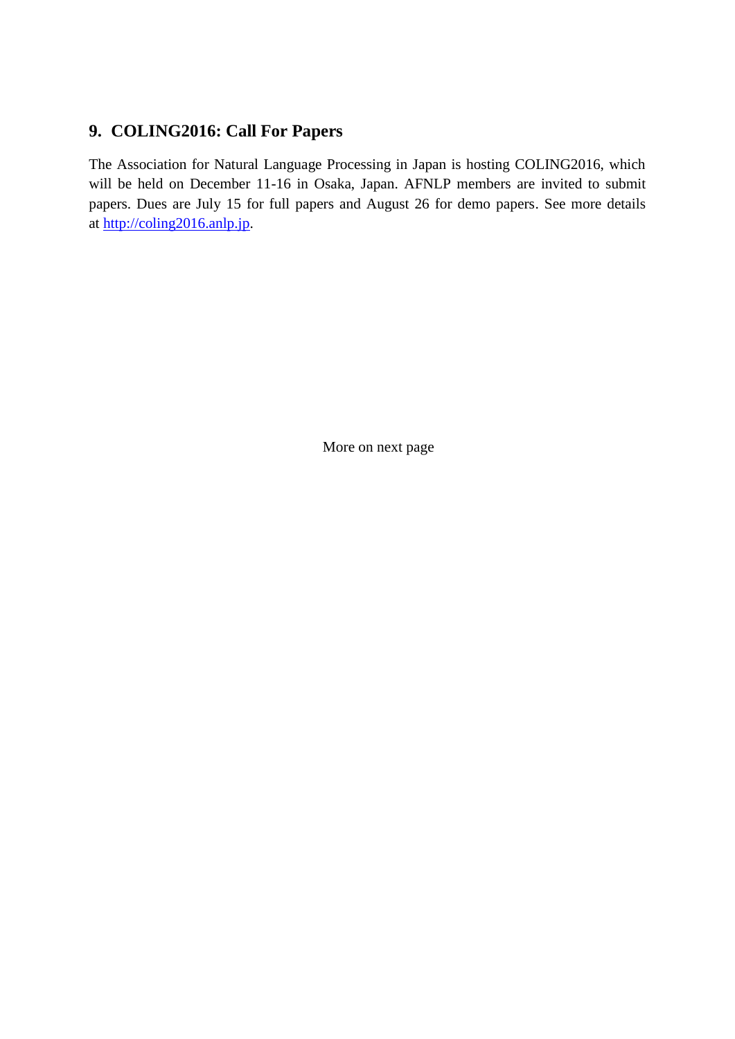## 9. COLING2016: Call For Papers

The Association for Natural Language Processing in Japan is hosting COLING2016, which will be held on December 11-16 in Osaka, Japan. AFNLP members are invited to submit papers. Dues are July 15 for full papers and August 26 for demo papers. See more details at [http://coling2016.anlp.jp](http://coling2016.anlp.jp).

More on next page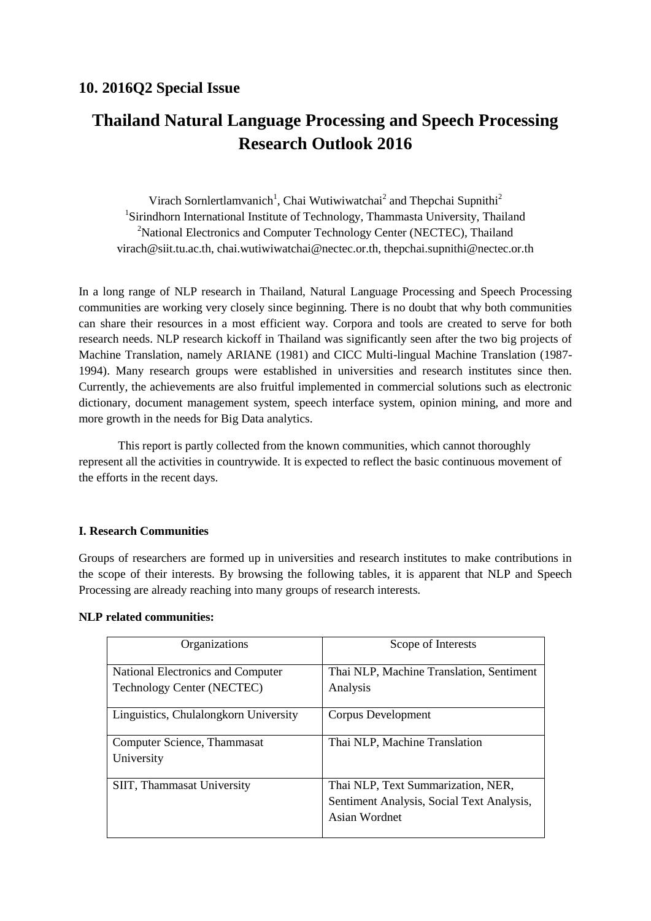## 10. 2016Q2 Special Issue

# Thailand Natural Language Processing and Speech Processing Research Outlook 2016

Virach Sornlertlamvanich[1], Chai Wutiwiwatchai[2] and Thepchai Supnithi[2]
[1]Sirindhorn International Institute of Technology, Thammasta University, Thailand
[2]National Electronics and Computer Technology Center (NECTEC), Thailand
virach@siit.tu.ac.th, chai.wutiwiwatchai@nectec.or.th, thepchai.supnithi@nectec.or.th

In a long range of NLP research in Thailand, Natural Language Processing and Speech Processing communities are working very closely since beginning. There is no doubt that why both communities can share their resources in a most efficient way. Corpora and tools are created to serve for both research needs. NLP research kickoff in Thailand was significantly seen after the two big projects of Machine Translation, namely ARIANE (1981) and CICC Multi-lingual Machine Translation (1987-1994). Many research groups were established in universities and research institutes since then. Currently, the achievements are also fruitful implemented in commercial solutions such as electronic dictionary, document management system, speech interface system, opinion mining, and more and more growth in the needs for Big Data analytics.

This report is partly collected from the known communities, which cannot thoroughly represent all the activities in countrywide. It is expected to reflect the basic continuous movement of the efforts in the recent days.

### I. Research Communities

Groups of researchers are formed up in universities and research institutes to make contributions in the scope of their interests. By browsing the following tables, it is apparent that NLP and Speech Processing are already reaching into many groups of research interests.

**NLP related communities:**

| Organizations | Scope of Interests |
|---|---|
| National Electronics and Computer Technology Center (NECTEC) | Thai NLP, Machine Translation, Sentiment Analysis |
| Linguistics, Chulalongkorn University | Corpus Development |
| Computer Science, Thammasat University | Thai NLP, Machine Translation |
| SIIT, Thammasat University | Thai NLP, Text Summarization, NER, Sentiment Analysis, Social Text Analysis, Asian Wordnet |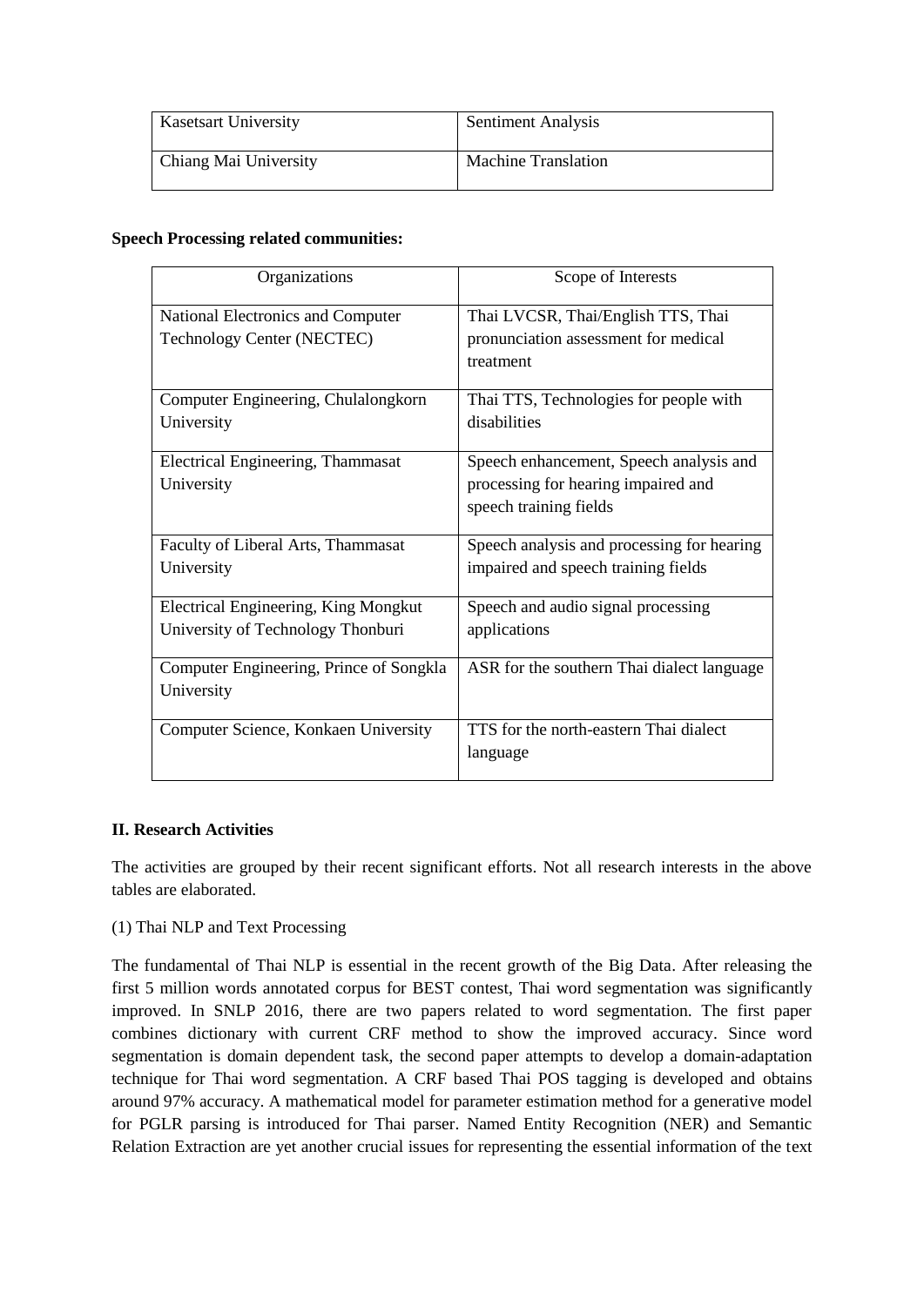| Kasetsart University | Sentiment Analysis |
|---|---|
| Chiang Mai University | Machine Translation |

**Speech Processing related communities:**

| Organizations | Scope of Interests |
|---|---|
| National Electronics and Computer Technology Center (NECTEC) | Thai LVCSR, Thai/English TTS, Thai pronunciation assessment for medical treatment |
| Computer Engineering, Chulalongkorn University | Thai TTS, Technologies for people with disabilities |
| Electrical Engineering, Thammasat University | Speech enhancement, Speech analysis and processing for hearing impaired and speech training fields |
| Faculty of Liberal Arts, Thammasat University | Speech analysis and processing for hearing impaired and speech training fields |
| Electrical Engineering, King Mongkut University of Technology Thonburi | Speech and audio signal processing applications |
| Computer Engineering, Prince of Songkla University | ASR for the southern Thai dialect language |
| Computer Science, Konkaen University | TTS for the north-eastern Thai dialect language |

**II. Research Activities**

The activities are grouped by their recent significant efforts. Not all research interests in the above tables are elaborated.

(1) Thai NLP and Text Processing

The fundamental of Thai NLP is essential in the recent growth of the Big Data. After releasing the first 5 million words annotated corpus for BEST contest, Thai word segmentation was significantly improved. In SNLP 2016, there are two papers related to word segmentation. The first paper combines dictionary with current CRF method to show the improved accuracy. Since word segmentation is domain dependent task, the second paper attempts to develop a domain-adaptation technique for Thai word segmentation. A CRF based Thai POS tagging is developed and obtains around 97% accuracy. A mathematical model for parameter estimation method for a generative model for PGLR parsing is introduced for Thai parser. Named Entity Recognition (NER) and Semantic Relation Extraction are yet another crucial issues for representing the essential information of the text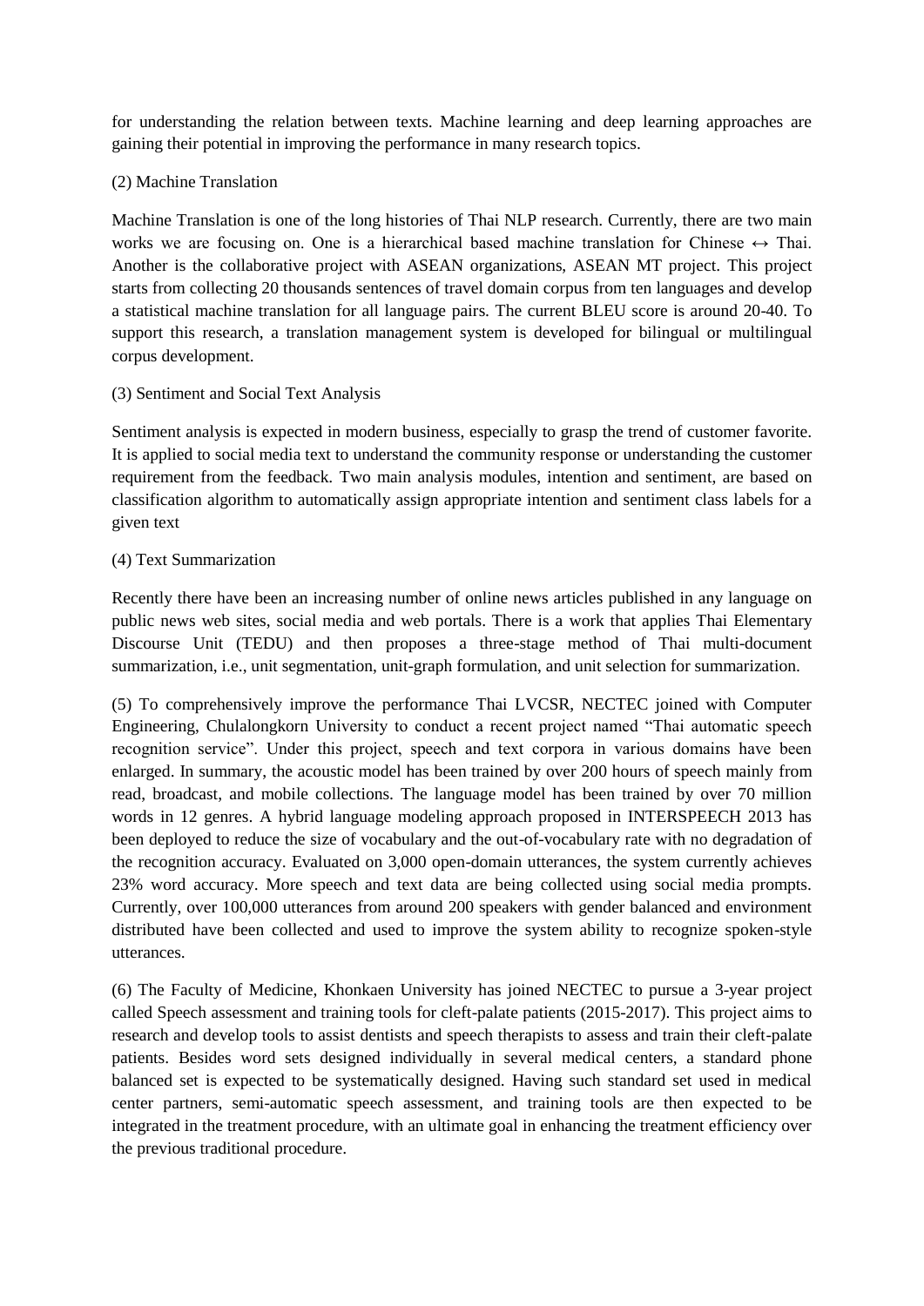for understanding the relation between texts. Machine learning and deep learning approaches are gaining their potential in improving the performance in many research topics.

(2) Machine Translation

Machine Translation is one of the long histories of Thai NLP research. Currently, there are two main works we are focusing on. One is a hierarchical based machine translation for Chinese ↔ Thai. Another is the collaborative project with ASEAN organizations, ASEAN MT project. This project starts from collecting 20 thousands sentences of travel domain corpus from ten languages and develop a statistical machine translation for all language pairs. The current BLEU score is around 20-40. To support this research, a translation management system is developed for bilingual or multilingual corpus development.

(3) Sentiment and Social Text Analysis

Sentiment analysis is expected in modern business, especially to grasp the trend of customer favorite. It is applied to social media text to understand the community response or understanding the customer requirement from the feedback. Two main analysis modules, intention and sentiment, are based on classification algorithm to automatically assign appropriate intention and sentiment class labels for a given text

(4) Text Summarization

Recently there have been an increasing number of online news articles published in any language on public news web sites, social media and web portals. There is a work that applies Thai Elementary Discourse Unit (TEDU) and then proposes a three-stage method of Thai multi-document summarization, i.e., unit segmentation, unit-graph formulation, and unit selection for summarization.

(5) To comprehensively improve the performance Thai LVCSR, NECTEC joined with Computer Engineering, Chulalongkorn University to conduct a recent project named "Thai automatic speech recognition service". Under this project, speech and text corpora in various domains have been enlarged. In summary, the acoustic model has been trained by over 200 hours of speech mainly from read, broadcast, and mobile collections. The language model has been trained by over 70 million words in 12 genres. A hybrid language modeling approach proposed in INTERSPEECH 2013 has been deployed to reduce the size of vocabulary and the out-of-vocabulary rate with no degradation of the recognition accuracy. Evaluated on 3,000 open-domain utterances, the system currently achieves 23% word accuracy. More speech and text data are being collected using social media prompts. Currently, over 100,000 utterances from around 200 speakers with gender balanced and environment distributed have been collected and used to improve the system ability to recognize spoken-style utterances.

(6) The Faculty of Medicine, Khonkaen University has joined NECTEC to pursue a 3-year project called Speech assessment and training tools for cleft-palate patients (2015-2017). This project aims to research and develop tools to assist dentists and speech therapists to assess and train their cleft-palate patients. Besides word sets designed individually in several medical centers, a standard phone balanced set is expected to be systematically designed. Having such standard set used in medical center partners, semi-automatic speech assessment, and training tools are then expected to be integrated in the treatment procedure, with an ultimate goal in enhancing the treatment efficiency over the previous traditional procedure.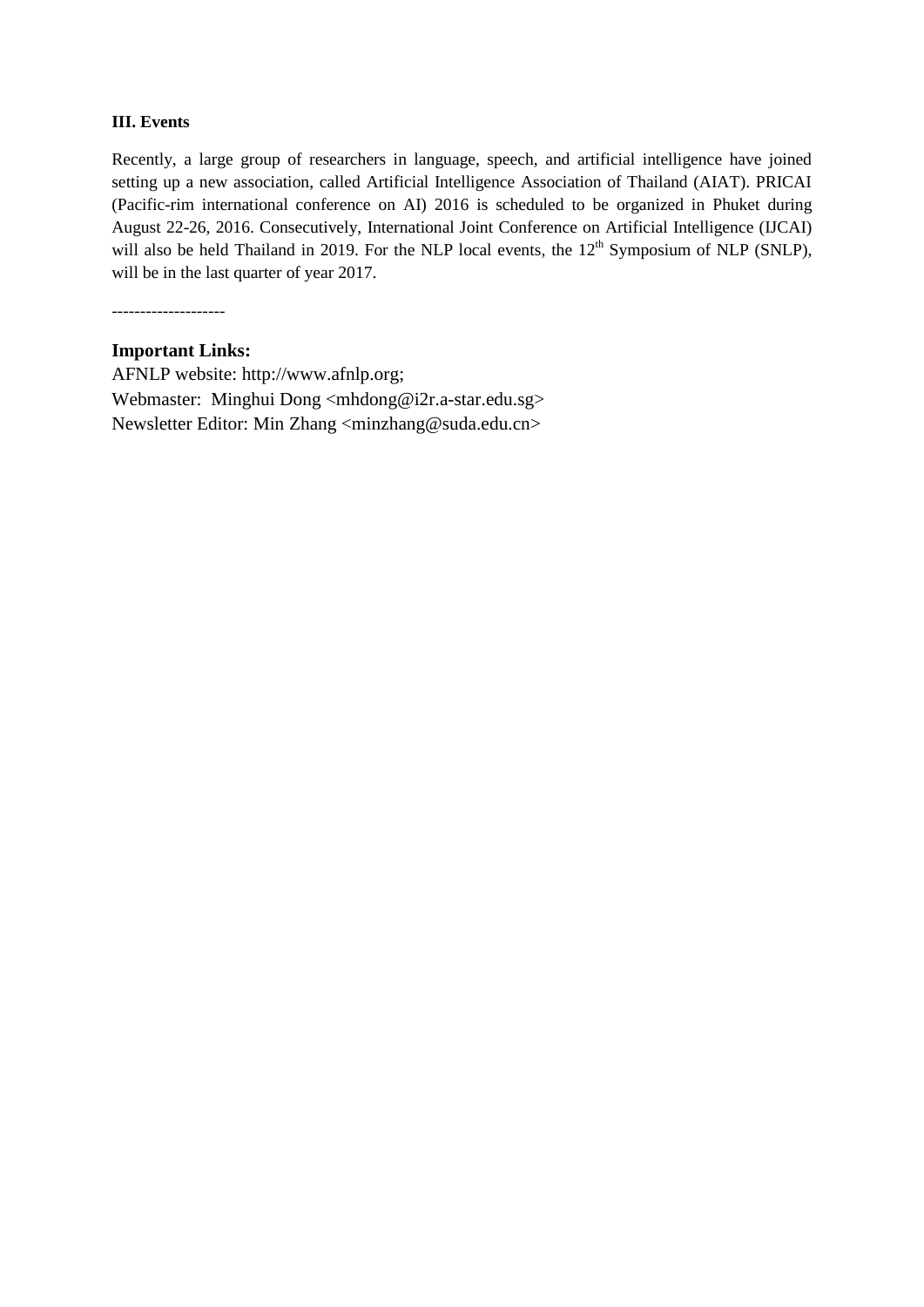**III. Events**

Recently, a large group of researchers in language, speech, and artificial intelligence have joined setting up a new association, called Artificial Intelligence Association of Thailand (AIAT). PRICAI (Pacific-rim international conference on AI) 2016 is scheduled to be organized in Phuket during August 22-26, 2016. Consecutively, International Joint Conference on Artificial Intelligence (IJCAI) will also be held Thailand in 2019. For the NLP local events, the 12th Symposium of NLP (SNLP), will be in the last quarter of year 2017.

--------------------

**Important Links:**

AFNLP website: http://www.afnlp.org;
Webmaster: Minghui Dong <mhdong@i2r.a-star.edu.sg>
Newsletter Editor: Min Zhang <minzhang@suda.edu.cn>